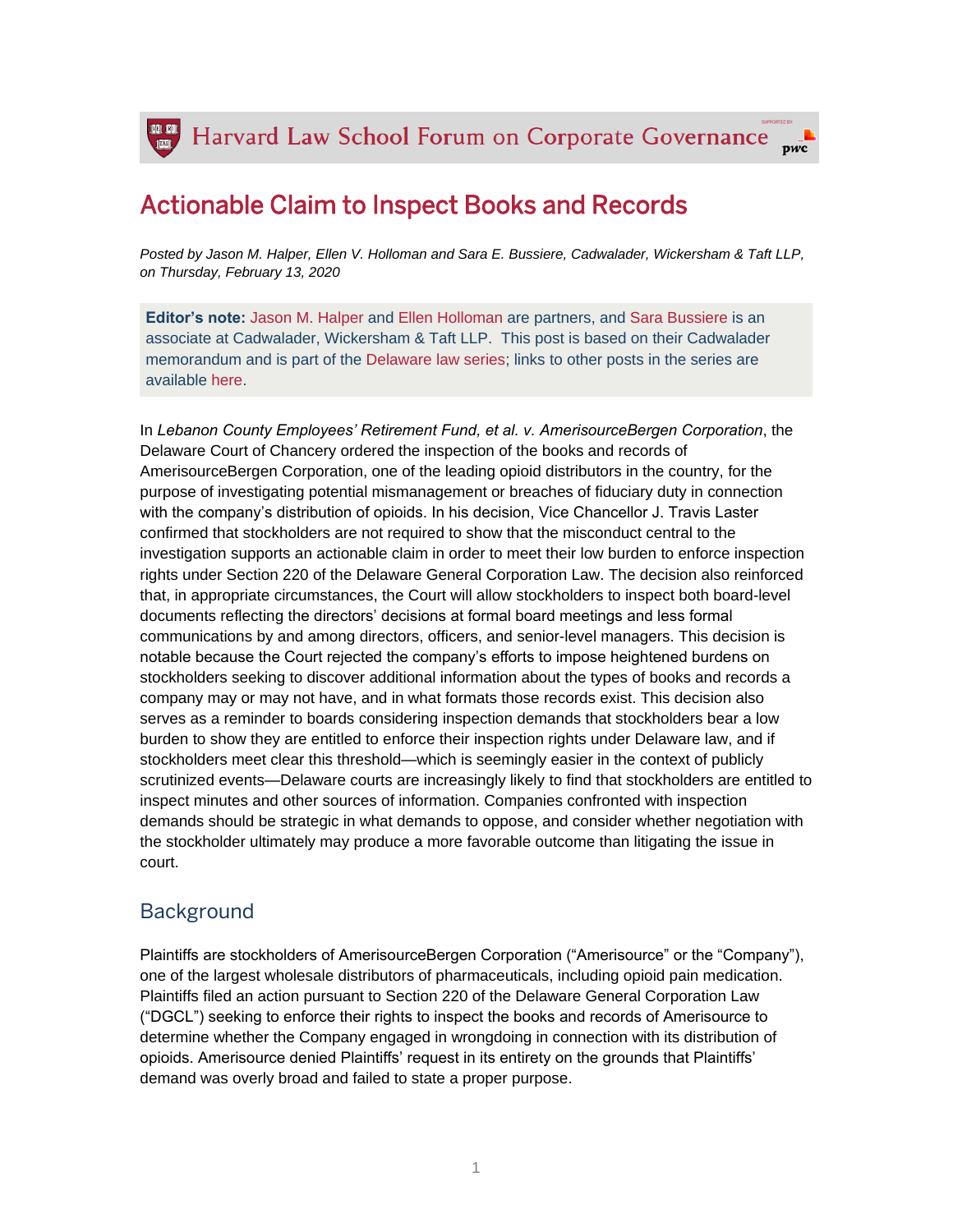# Actionable Claim to Inspect Books and Records

*Posted by Jason M. Halper, Ellen V. Holloman and Sara E. Bussiere, Cadwalader, Wickersham & Taft LLP, on Thursday, February 13, 2020*

**Editor's note:** Jason M. Halper and Ellen Holloman are partners, and Sara Bussiere is an associate at Cadwalader, Wickersham & Taft LLP. This post is based on their Cadwalader memorandum and is part of the Delaware law series; links to other posts in the series are available here.

In *Lebanon County Employees' Retirement Fund, et al. v. AmerisourceBergen Corporation*, the Delaware Court of Chancery ordered the inspection of the books and records of AmerisourceBergen Corporation, one of the leading opioid distributors in the country, for the purpose of investigating potential mismanagement or breaches of fiduciary duty in connection with the company's distribution of opioids. In his decision, Vice Chancellor J. Travis Laster confirmed that stockholders are not required to show that the misconduct central to the investigation supports an actionable claim in order to meet their low burden to enforce inspection rights under Section 220 of the Delaware General Corporation Law. The decision also reinforced that, in appropriate circumstances, the Court will allow stockholders to inspect both board-level documents reflecting the directors' decisions at formal board meetings and less formal communications by and among directors, officers, and senior-level managers. This decision is notable because the Court rejected the company's efforts to impose heightened burdens on stockholders seeking to discover additional information about the types of books and records a company may or may not have, and in what formats those records exist. This decision also serves as a reminder to boards considering inspection demands that stockholders bear a low burden to show they are entitled to enforce their inspection rights under Delaware law, and if stockholders meet clear this threshold—which is seemingly easier in the context of publicly scrutinized events—Delaware courts are increasingly likely to find that stockholders are entitled to inspect minutes and other sources of information. Companies confronted with inspection demands should be strategic in what demands to oppose, and consider whether negotiation with the stockholder ultimately may produce a more favorable outcome than litigating the issue in court.

## Background

Plaintiffs are stockholders of AmerisourceBergen Corporation ("Amerisource" or the "Company"), one of the largest wholesale distributors of pharmaceuticals, including opioid pain medication. Plaintiffs filed an action pursuant to Section 220 of the Delaware General Corporation Law ("DGCL") seeking to enforce their rights to inspect the books and records of Amerisource to determine whether the Company engaged in wrongdoing in connection with its distribution of opioids. Amerisource denied Plaintiffs' request in its entirety on the grounds that Plaintiffs' demand was overly broad and failed to state a proper purpose.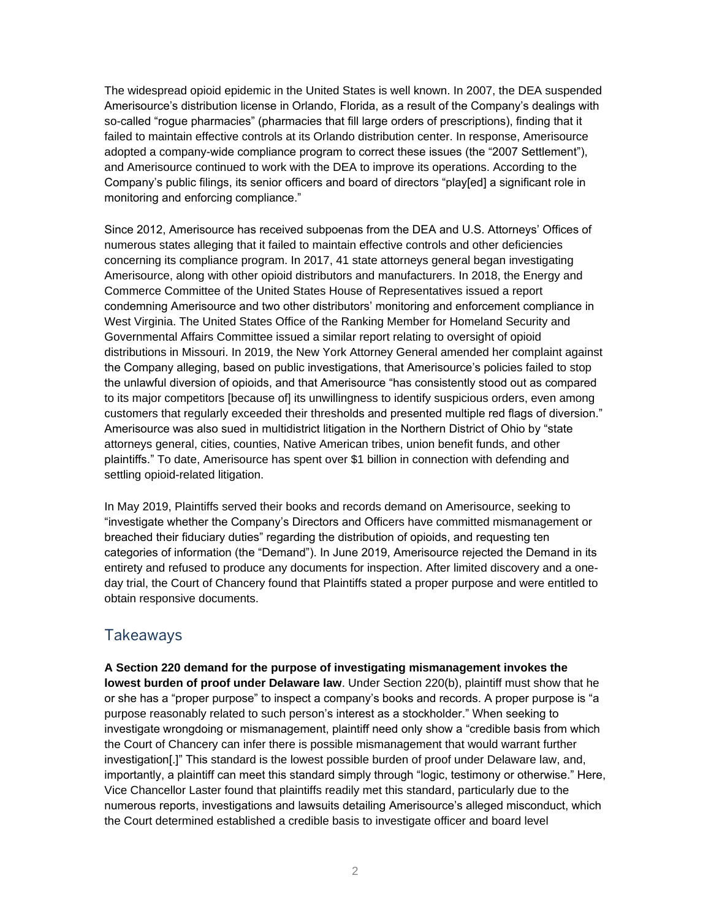The widespread opioid epidemic in the United States is well known. In 2007, the DEA suspended Amerisource's distribution license in Orlando, Florida, as a result of the Company's dealings with so-called "rogue pharmacies" (pharmacies that fill large orders of prescriptions), finding that it failed to maintain effective controls at its Orlando distribution center. In response, Amerisource adopted a company-wide compliance program to correct these issues (the "2007 Settlement"), and Amerisource continued to work with the DEA to improve its operations. According to the Company's public filings, its senior officers and board of directors "play[ed] a significant role in monitoring and enforcing compliance."

Since 2012, Amerisource has received subpoenas from the DEA and U.S. Attorneys' Offices of numerous states alleging that it failed to maintain effective controls and other deficiencies concerning its compliance program. In 2017, 41 state attorneys general began investigating Amerisource, along with other opioid distributors and manufacturers. In 2018, the Energy and Commerce Committee of the United States House of Representatives issued a report condemning Amerisource and two other distributors' monitoring and enforcement compliance in West Virginia. The United States Office of the Ranking Member for Homeland Security and Governmental Affairs Committee issued a similar report relating to oversight of opioid distributions in Missouri. In 2019, the New York Attorney General amended her complaint against the Company alleging, based on public investigations, that Amerisource's policies failed to stop the unlawful diversion of opioids, and that Amerisource "has consistently stood out as compared to its major competitors [because of] its unwillingness to identify suspicious orders, even among customers that regularly exceeded their thresholds and presented multiple red flags of diversion." Amerisource was also sued in multidistrict litigation in the Northern District of Ohio by "state attorneys general, cities, counties, Native American tribes, union benefit funds, and other plaintiffs." To date, Amerisource has spent over $1 billion in connection with defending and settling opioid-related litigation.

In May 2019, Plaintiffs served their books and records demand on Amerisource, seeking to "investigate whether the Company's Directors and Officers have committed mismanagement or breached their fiduciary duties" regarding the distribution of opioids, and requesting ten categories of information (the "Demand"). In June 2019, Amerisource rejected the Demand in its entirety and refused to produce any documents for inspection. After limited discovery and a one-day trial, the Court of Chancery found that Plaintiffs stated a proper purpose and were entitled to obtain responsive documents.

## Takeaways

**A Section 220 demand for the purpose of investigating mismanagement invokes the lowest burden of proof under Delaware law**. Under Section 220(b), plaintiff must show that he or she has a "proper purpose" to inspect a company's books and records. A proper purpose is "a purpose reasonably related to such person's interest as a stockholder." When seeking to investigate wrongdoing or mismanagement, plaintiff need only show a "credible basis from which the Court of Chancery can infer there is possible mismanagement that would warrant further investigation[.]" This standard is the lowest possible burden of proof under Delaware law, and, importantly, a plaintiff can meet this standard simply through "logic, testimony or otherwise." Here, Vice Chancellor Laster found that plaintiffs readily met this standard, particularly due to the numerous reports, investigations and lawsuits detailing Amerisource's alleged misconduct, which the Court determined established a credible basis to investigate officer and board level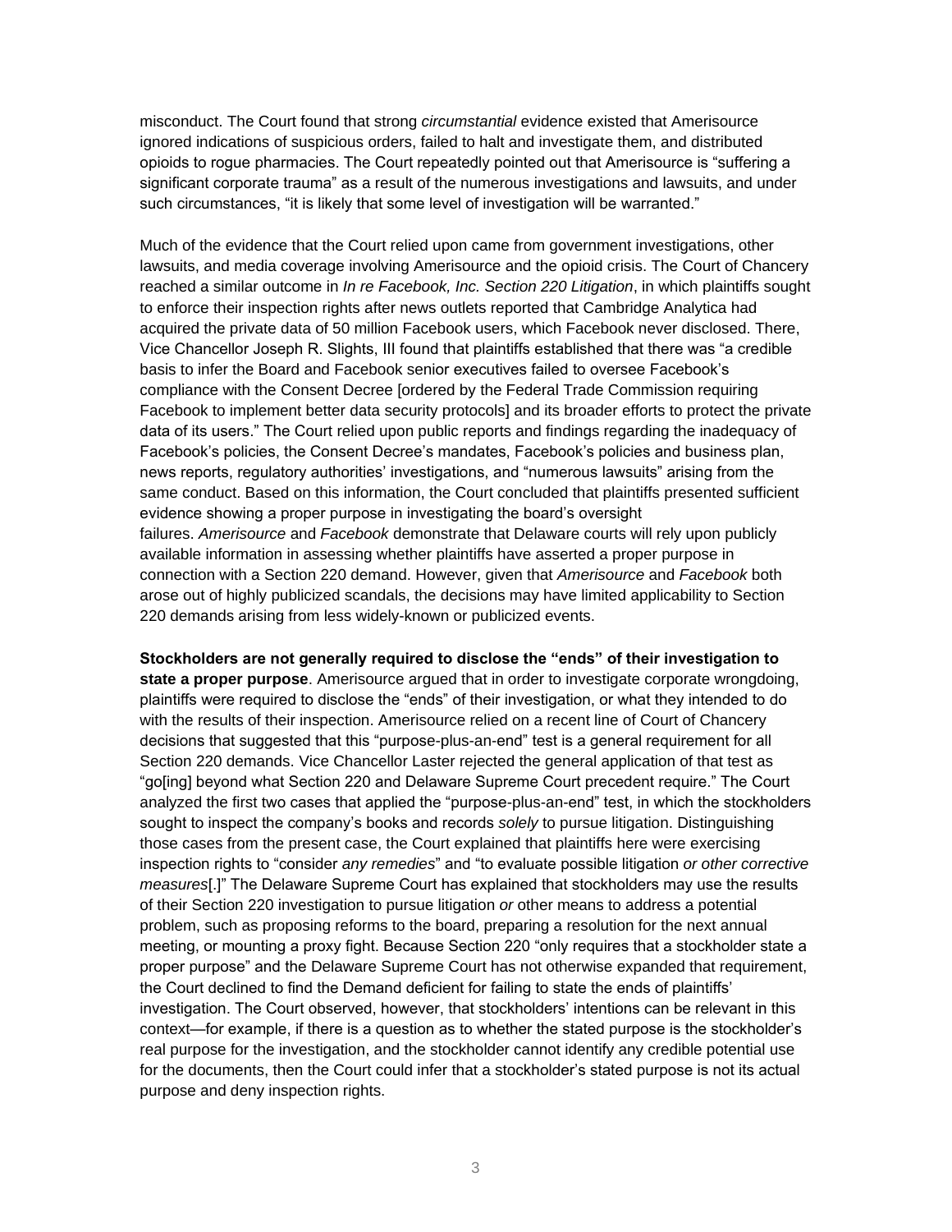misconduct. The Court found that strong *circumstantial* evidence existed that Amerisource ignored indications of suspicious orders, failed to halt and investigate them, and distributed opioids to rogue pharmacies. The Court repeatedly pointed out that Amerisource is "suffering a significant corporate trauma" as a result of the numerous investigations and lawsuits, and under such circumstances, "it is likely that some level of investigation will be warranted."

Much of the evidence that the Court relied upon came from government investigations, other lawsuits, and media coverage involving Amerisource and the opioid crisis. The Court of Chancery reached a similar outcome in *In re Facebook, Inc. Section 220 Litigation*, in which plaintiffs sought to enforce their inspection rights after news outlets reported that Cambridge Analytica had acquired the private data of 50 million Facebook users, which Facebook never disclosed. There, Vice Chancellor Joseph R. Slights, III found that plaintiffs established that there was "a credible basis to infer the Board and Facebook senior executives failed to oversee Facebook's compliance with the Consent Decree [ordered by the Federal Trade Commission requiring Facebook to implement better data security protocols] and its broader efforts to protect the private data of its users." The Court relied upon public reports and findings regarding the inadequacy of Facebook's policies, the Consent Decree's mandates, Facebook's policies and business plan, news reports, regulatory authorities' investigations, and "numerous lawsuits" arising from the same conduct. Based on this information, the Court concluded that plaintiffs presented sufficient evidence showing a proper purpose in investigating the board's oversight failures. *Amerisource* and *Facebook* demonstrate that Delaware courts will rely upon publicly available information in assessing whether plaintiffs have asserted a proper purpose in connection with a Section 220 demand. However, given that *Amerisource* and *Facebook* both arose out of highly publicized scandals, the decisions may have limited applicability to Section 220 demands arising from less widely-known or publicized events.

**Stockholders are not generally required to disclose the "ends" of their investigation to state a proper purpose**. Amerisource argued that in order to investigate corporate wrongdoing, plaintiffs were required to disclose the "ends" of their investigation, or what they intended to do with the results of their inspection. Amerisource relied on a recent line of Court of Chancery decisions that suggested that this "purpose-plus-an-end" test is a general requirement for all Section 220 demands. Vice Chancellor Laster rejected the general application of that test as "go[ing] beyond what Section 220 and Delaware Supreme Court precedent require." The Court analyzed the first two cases that applied the "purpose-plus-an-end" test, in which the stockholders sought to inspect the company's books and records *solely* to pursue litigation. Distinguishing those cases from the present case, the Court explained that plaintiffs here were exercising inspection rights to "consider *any remedies*" and "to evaluate possible litigation *or other corrective measures*[.]" The Delaware Supreme Court has explained that stockholders may use the results of their Section 220 investigation to pursue litigation *or* other means to address a potential problem, such as proposing reforms to the board, preparing a resolution for the next annual meeting, or mounting a proxy fight. Because Section 220 "only requires that a stockholder state a proper purpose" and the Delaware Supreme Court has not otherwise expanded that requirement, the Court declined to find the Demand deficient for failing to state the ends of plaintiffs' investigation. The Court observed, however, that stockholders' intentions can be relevant in this context—for example, if there is a question as to whether the stated purpose is the stockholder's real purpose for the investigation, and the stockholder cannot identify any credible potential use for the documents, then the Court could infer that a stockholder's stated purpose is not its actual purpose and deny inspection rights.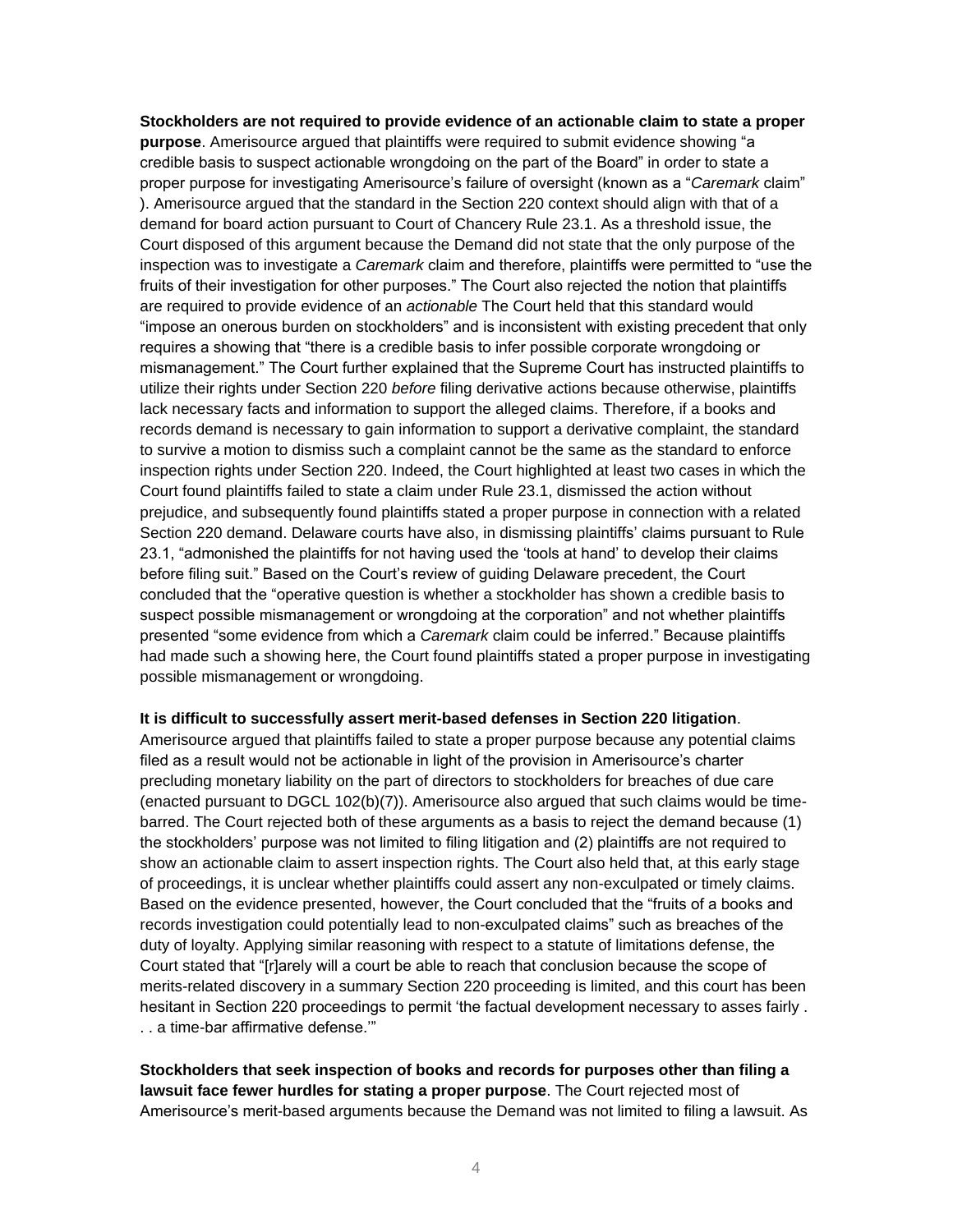**Stockholders are not required to provide evidence of an actionable claim to state a proper purpose**. Amerisource argued that plaintiffs were required to submit evidence showing "a credible basis to suspect actionable wrongdoing on the part of the Board" in order to state a proper purpose for investigating Amerisource's failure of oversight (known as a "*Caremark* claim" ). Amerisource argued that the standard in the Section 220 context should align with that of a demand for board action pursuant to Court of Chancery Rule 23.1. As a threshold issue, the Court disposed of this argument because the Demand did not state that the only purpose of the inspection was to investigate a *Caremark* claim and therefore, plaintiffs were permitted to "use the fruits of their investigation for other purposes." The Court also rejected the notion that plaintiffs are required to provide evidence of an *actionable* The Court held that this standard would "impose an onerous burden on stockholders" and is inconsistent with existing precedent that only requires a showing that "there is a credible basis to infer possible corporate wrongdoing or mismanagement." The Court further explained that the Supreme Court has instructed plaintiffs to utilize their rights under Section 220 *before* filing derivative actions because otherwise, plaintiffs lack necessary facts and information to support the alleged claims. Therefore, if a books and records demand is necessary to gain information to support a derivative complaint, the standard to survive a motion to dismiss such a complaint cannot be the same as the standard to enforce inspection rights under Section 220. Indeed, the Court highlighted at least two cases in which the Court found plaintiffs failed to state a claim under Rule 23.1, dismissed the action without prejudice, and subsequently found plaintiffs stated a proper purpose in connection with a related Section 220 demand. Delaware courts have also, in dismissing plaintiffs' claims pursuant to Rule 23.1, "admonished the plaintiffs for not having used the 'tools at hand' to develop their claims before filing suit." Based on the Court's review of guiding Delaware precedent, the Court concluded that the "operative question is whether a stockholder has shown a credible basis to suspect possible mismanagement or wrongdoing at the corporation" and not whether plaintiffs presented "some evidence from which a *Caremark* claim could be inferred." Because plaintiffs had made such a showing here, the Court found plaintiffs stated a proper purpose in investigating possible mismanagement or wrongdoing.

**It is difficult to successfully assert merit-based defenses in Section 220 litigation**. Amerisource argued that plaintiffs failed to state a proper purpose because any potential claims filed as a result would not be actionable in light of the provision in Amerisource's charter precluding monetary liability on the part of directors to stockholders for breaches of due care (enacted pursuant to DGCL 102(b)(7)). Amerisource also argued that such claims would be time-barred. The Court rejected both of these arguments as a basis to reject the demand because (1) the stockholders' purpose was not limited to filing litigation and (2) plaintiffs are not required to show an actionable claim to assert inspection rights. The Court also held that, at this early stage of proceedings, it is unclear whether plaintiffs could assert any non-exculpated or timely claims. Based on the evidence presented, however, the Court concluded that the "fruits of a books and records investigation could potentially lead to non-exculpated claims" such as breaches of the duty of loyalty. Applying similar reasoning with respect to a statute of limitations defense, the Court stated that "[r]arely will a court be able to reach that conclusion because the scope of merits-related discovery in a summary Section 220 proceeding is limited, and this court has been hesitant in Section 220 proceedings to permit 'the factual development necessary to asses fairly . . . a time-bar affirmative defense.'"

**Stockholders that seek inspection of books and records for purposes other than filing a lawsuit face fewer hurdles for stating a proper purpose**. The Court rejected most of Amerisource's merit-based arguments because the Demand was not limited to filing a lawsuit. As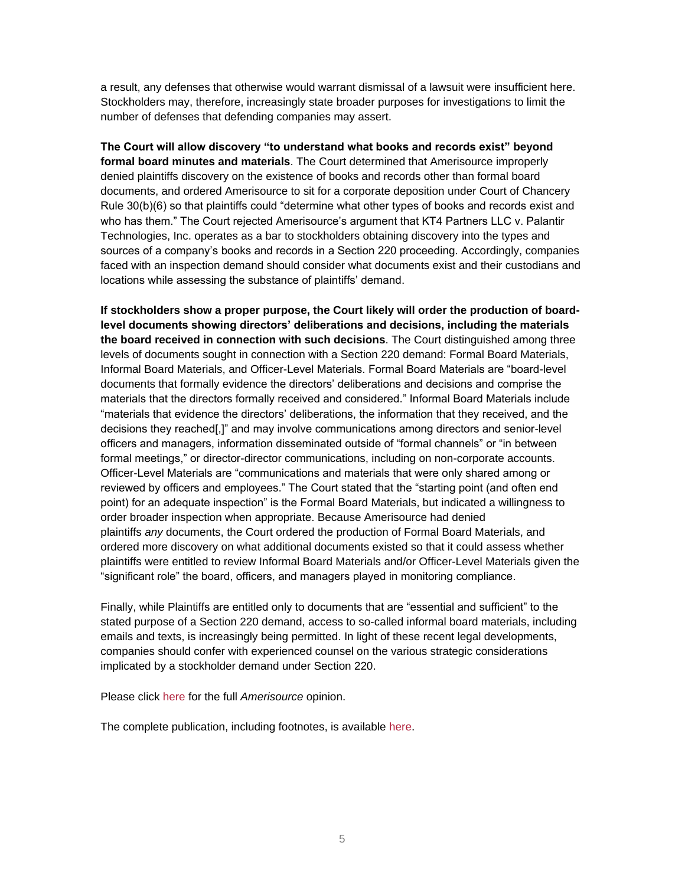a result, any defenses that otherwise would warrant dismissal of a lawsuit were insufficient here. Stockholders may, therefore, increasingly state broader purposes for investigations to limit the number of defenses that defending companies may assert.

**The Court will allow discovery "to understand what books and records exist" beyond formal board minutes and materials**. The Court determined that Amerisource improperly denied plaintiffs discovery on the existence of books and records other than formal board documents, and ordered Amerisource to sit for a corporate deposition under Court of Chancery Rule 30(b)(6) so that plaintiffs could "determine what other types of books and records exist and who has them." The Court rejected Amerisource's argument that KT4 Partners LLC v. Palantir Technologies, Inc. operates as a bar to stockholders obtaining discovery into the types and sources of a company's books and records in a Section 220 proceeding. Accordingly, companies faced with an inspection demand should consider what documents exist and their custodians and locations while assessing the substance of plaintiffs' demand.

**If stockholders show a proper purpose, the Court likely will order the production of board-level documents showing directors' deliberations and decisions, including the materials the board received in connection with such decisions**. The Court distinguished among three levels of documents sought in connection with a Section 220 demand: Formal Board Materials, Informal Board Materials, and Officer-Level Materials. Formal Board Materials are "board-level documents that formally evidence the directors' deliberations and decisions and comprise the materials that the directors formally received and considered." Informal Board Materials include "materials that evidence the directors' deliberations, the information that they received, and the decisions they reached[,]" and may involve communications among directors and senior-level officers and managers, information disseminated outside of "formal channels" or "in between formal meetings," or director-director communications, including on non-corporate accounts. Officer-Level Materials are "communications and materials that were only shared among or reviewed by officers and employees." The Court stated that the "starting point (and often end point) for an adequate inspection" is the Formal Board Materials, but indicated a willingness to order broader inspection when appropriate. Because Amerisource had denied plaintiffs *any* documents, the Court ordered the production of Formal Board Materials, and ordered more discovery on what additional documents existed so that it could assess whether plaintiffs were entitled to review Informal Board Materials and/or Officer-Level Materials given the "significant role" the board, officers, and managers played in monitoring compliance.

Finally, while Plaintiffs are entitled only to documents that are "essential and sufficient" to the stated purpose of a Section 220 demand, access to so-called informal board materials, including emails and texts, is increasingly being permitted. In light of these recent legal developments, companies should confer with experienced counsel on the various strategic considerations implicated by a stockholder demand under Section 220.

Please click here for the full *Amerisource* opinion.

The complete publication, including footnotes, is available here.